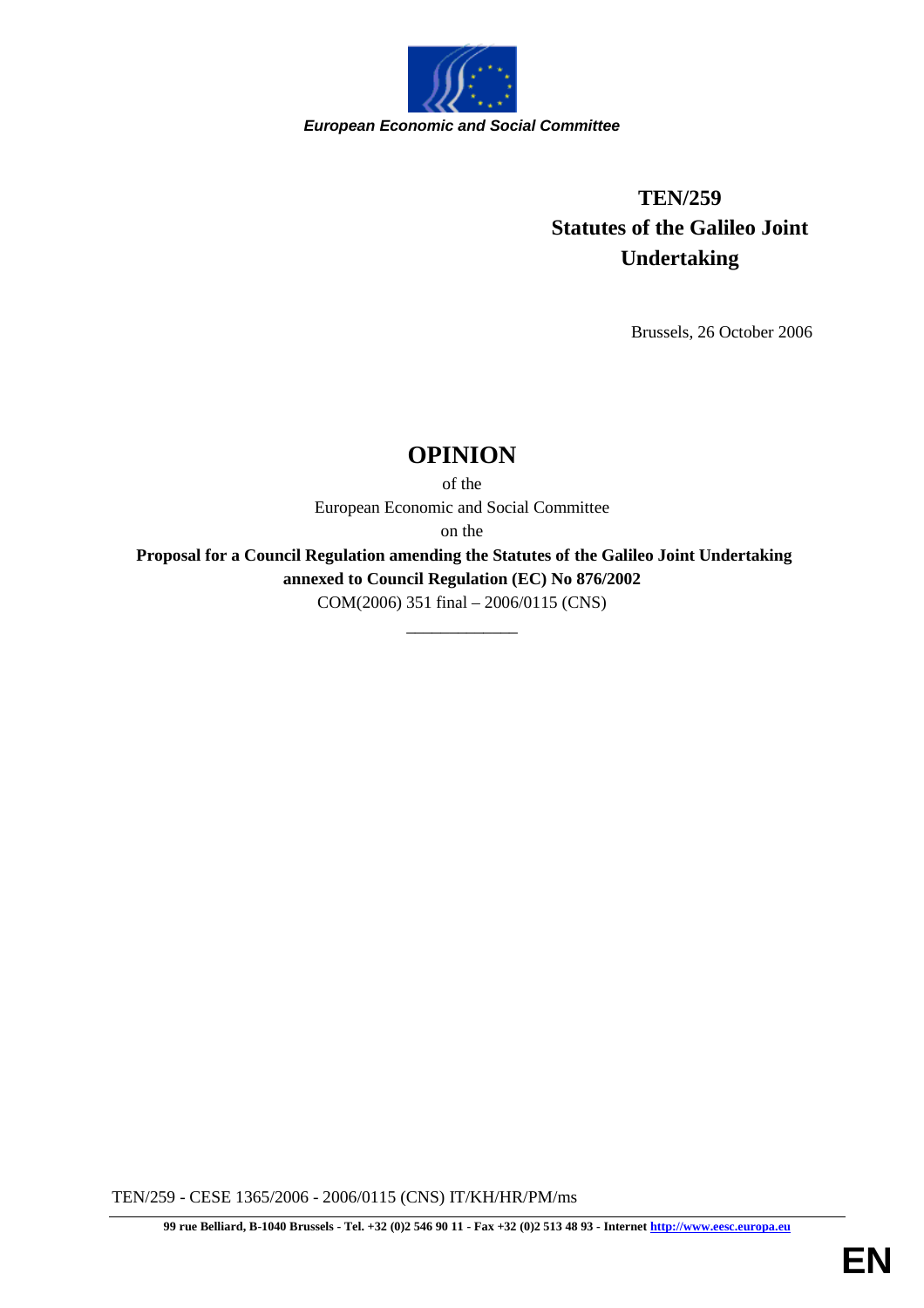*European Economic and Social Committee*

**TEN/259**
**Statutes of the Galileo Joint Undertaking**

Brussels, 26 October 2006

# OPINION

of the

European Economic and Social Committee

on the

**Proposal for a Council Regulation amending the Statutes of the Galileo Joint Undertaking annexed to Council Regulation (EC) No 876/2002**

COM(2006) 351 final – 2006/0115 (CNS)

\_\_\_\_\_\_\_\_\_\_\_\_\_

TEN/259 - CESE 1365/2006 - 2006/0115 (CNS) IT/KH/HR/PM/ms

**99 rue Belliard, B-1040 Brussels - Tel. +32 (0)2 546 90 11 - Fax +32 (0)2 513 48 93 - Internet http://www.eesc.europa.eu**

**EN**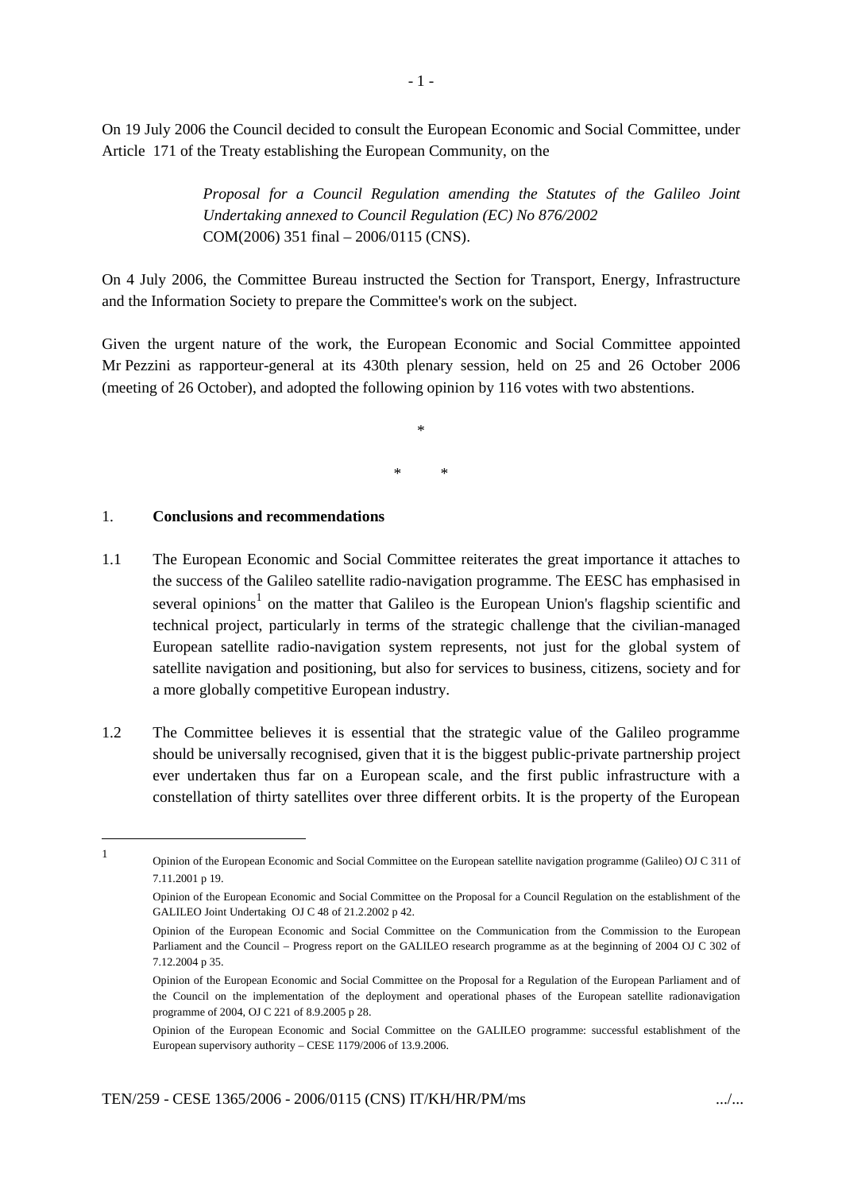On 19 July 2006 the Council decided to consult the European Economic and Social Committee, under Article 171 of the Treaty establishing the European Community, on the

> *Proposal for a Council Regulation amending the Statutes of the Galileo Joint Undertaking annexed to Council Regulation (EC) No 876/2002*
> COM(2006) 351 final – 2006/0115 (CNS).

On 4 July 2006, the Committee Bureau instructed the Section for Transport, Energy, Infrastructure and the Information Society to prepare the Committee's work on the subject.

Given the urgent nature of the work, the European Economic and Social Committee appointed Mr Pezzini as rapporteur-general at its 430th plenary session, held on 25 and 26 October 2006 (meeting of 26 October), and adopted the following opinion by 116 votes with two abstentions.

\*

\* \*

## 1. **Conclusions and recommendations**

1.1 The European Economic and Social Committee reiterates the great importance it attaches to the success of the Galileo satellite radio-navigation programme. The EESC has emphasised in several opinions[1] on the matter that Galileo is the European Union's flagship scientific and technical project, particularly in terms of the strategic challenge that the civilian-managed European satellite radio-navigation system represents, not just for the global system of satellite navigation and positioning, but also for services to business, citizens, society and for a more globally competitive European industry.

1.2 The Committee believes it is essential that the strategic value of the Galileo programme should be universally recognised, given that it is the biggest public-private partnership project ever undertaken thus far on a European scale, and the first public infrastructure with a constellation of thirty satellites over three different orbits. It is the property of the European

---

[1] Opinion of the European Economic and Social Committee on the European satellite navigation programme (Galileo) OJ C 311 of 7.11.2001 p 19.

Opinion of the European Economic and Social Committee on the Proposal for a Council Regulation on the establishment of the GALILEO Joint Undertaking OJ C 48 of 21.2.2002 p 42.

Opinion of the European Economic and Social Committee on the Communication from the Commission to the European Parliament and the Council – Progress report on the GALILEO research programme as at the beginning of 2004 OJ C 302 of 7.12.2004 p 35.

Opinion of the European Economic and Social Committee on the Proposal for a Regulation of the European Parliament and of the Council on the implementation of the deployment and operational phases of the European satellite radionavigation programme of 2004, OJ C 221 of 8.9.2005 p 28.

Opinion of the European Economic and Social Committee on the GALILEO programme: successful establishment of the European supervisory authority – CESE 1179/2006 of 13.9.2006.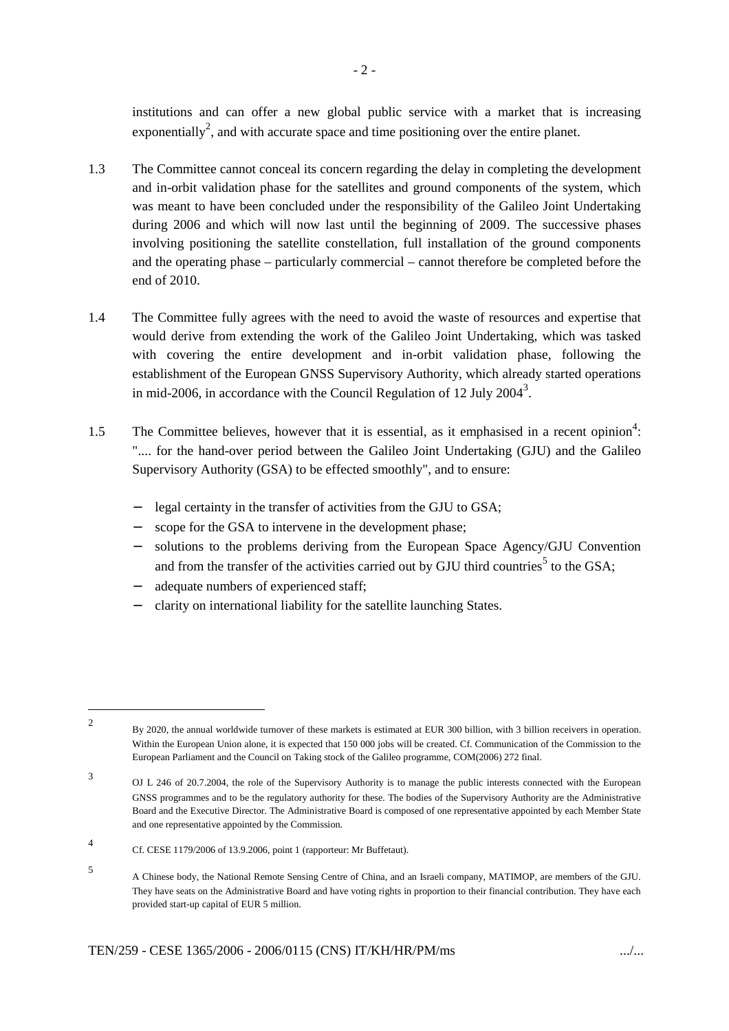institutions and can offer a new global public service with a market that is increasing exponentially[2], and with accurate space and time positioning over the entire planet.

1.3 The Committee cannot conceal its concern regarding the delay in completing the development and in-orbit validation phase for the satellites and ground components of the system, which was meant to have been concluded under the responsibility of the Galileo Joint Undertaking during 2006 and which will now last until the beginning of 2009. The successive phases involving positioning the satellite constellation, full installation of the ground components and the operating phase – particularly commercial – cannot therefore be completed before the end of 2010.

1.4 The Committee fully agrees with the need to avoid the waste of resources and expertise that would derive from extending the work of the Galileo Joint Undertaking, which was tasked with covering the entire development and in-orbit validation phase, following the establishment of the European GNSS Supervisory Authority, which already started operations in mid-2006, in accordance with the Council Regulation of 12 July 2004[3].

1.5 The Committee believes, however that it is essential, as it emphasised in a recent opinion[4]: ".... for the hand-over period between the Galileo Joint Undertaking (GJU) and the Galileo Supervisory Authority (GSA) to be effected smoothly", and to ensure:

- legal certainty in the transfer of activities from the GJU to GSA;
- scope for the GSA to intervene in the development phase;
- solutions to the problems deriving from the European Space Agency/GJU Convention and from the transfer of the activities carried out by GJU third countries[5] to the GSA;
- adequate numbers of experienced staff;
- clarity on international liability for the satellite launching States.

---

[2] By 2020, the annual worldwide turnover of these markets is estimated at EUR 300 billion, with 3 billion receivers in operation. Within the European Union alone, it is expected that 150 000 jobs will be created. Cf. Communication of the Commission to the European Parliament and the Council on Taking stock of the Galileo programme, COM(2006) 272 final.

[3] OJ L 246 of 20.7.2004, the role of the Supervisory Authority is to manage the public interests connected with the European GNSS programmes and to be the regulatory authority for these. The bodies of the Supervisory Authority are the Administrative Board and the Executive Director. The Administrative Board is composed of one representative appointed by each Member State and one representative appointed by the Commission.

[4] Cf. CESE 1179/2006 of 13.9.2006, point 1 (rapporteur: Mr Buffetaut).

[5] A Chinese body, the National Remote Sensing Centre of China, and an Israeli company, MATIMOP, are members of the GJU. They have seats on the Administrative Board and have voting rights in proportion to their financial contribution. They have each provided start-up capital of EUR 5 million.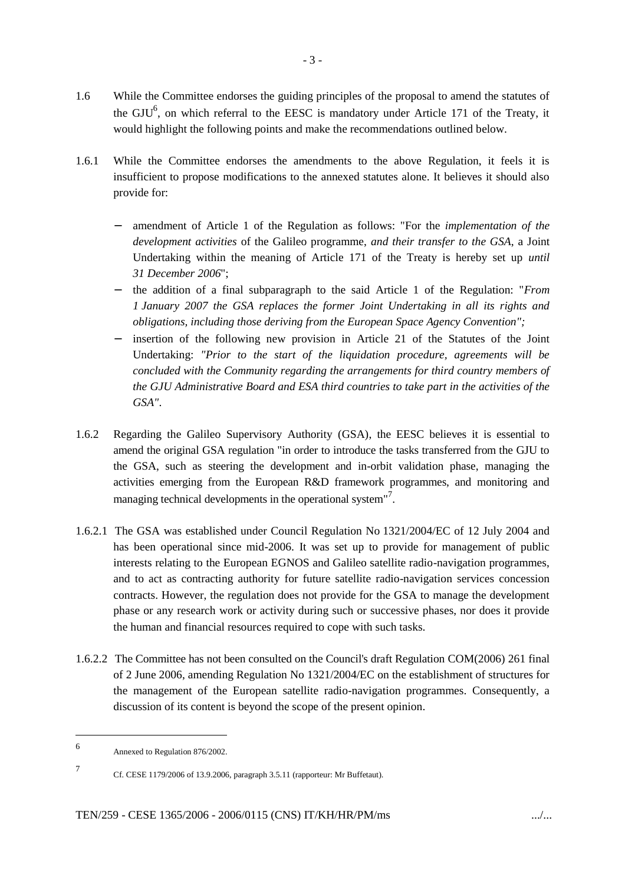1.6 While the Committee endorses the guiding principles of the proposal to amend the statutes of the GJU[6], on which referral to the EESC is mandatory under Article 171 of the Treaty, it would highlight the following points and make the recommendations outlined below.

1.6.1 While the Committee endorses the amendments to the above Regulation, it feels it is insufficient to propose modifications to the annexed statutes alone. It believes it should also provide for:

- amendment of Article 1 of the Regulation as follows: "For the *implementation of the development activities* of the Galileo programme, *and their transfer to the GSA*, a Joint Undertaking within the meaning of Article 171 of the Treaty is hereby set up *until 31 December 2006*";
- the addition of a final subparagraph to the said Article 1 of the Regulation: "*From 1 January 2007 the GSA replaces the former Joint Undertaking in all its rights and obligations, including those deriving from the European Space Agency Convention";*
- insertion of the following new provision in Article 21 of the Statutes of the Joint Undertaking: *"Prior to the start of the liquidation procedure, agreements will be concluded with the Community regarding the arrangements for third country members of the GJU Administrative Board and ESA third countries to take part in the activities of the GSA"*.

1.6.2 Regarding the Galileo Supervisory Authority (GSA), the EESC believes it is essential to amend the original GSA regulation "in order to introduce the tasks transferred from the GJU to the GSA, such as steering the development and in-orbit validation phase, managing the activities emerging from the European R&D framework programmes, and monitoring and managing technical developments in the operational system"[7].

1.6.2.1 The GSA was established under Council Regulation No 1321/2004/EC of 12 July 2004 and has been operational since mid-2006. It was set up to provide for management of public interests relating to the European EGNOS and Galileo satellite radio-navigation programmes, and to act as contracting authority for future satellite radio-navigation services concession contracts. However, the regulation does not provide for the GSA to manage the development phase or any research work or activity during such or successive phases, nor does it provide the human and financial resources required to cope with such tasks.

1.6.2.2 The Committee has not been consulted on the Council's draft Regulation COM(2006) 261 final of 2 June 2006, amending Regulation No 1321/2004/EC on the establishment of structures for the management of the European satellite radio-navigation programmes. Consequently, a discussion of its content is beyond the scope of the present opinion.

---

[6] Annexed to Regulation 876/2002.

[7] Cf. CESE 1179/2006 of 13.9.2006, paragraph 3.5.11 (rapporteur: Mr Buffetaut).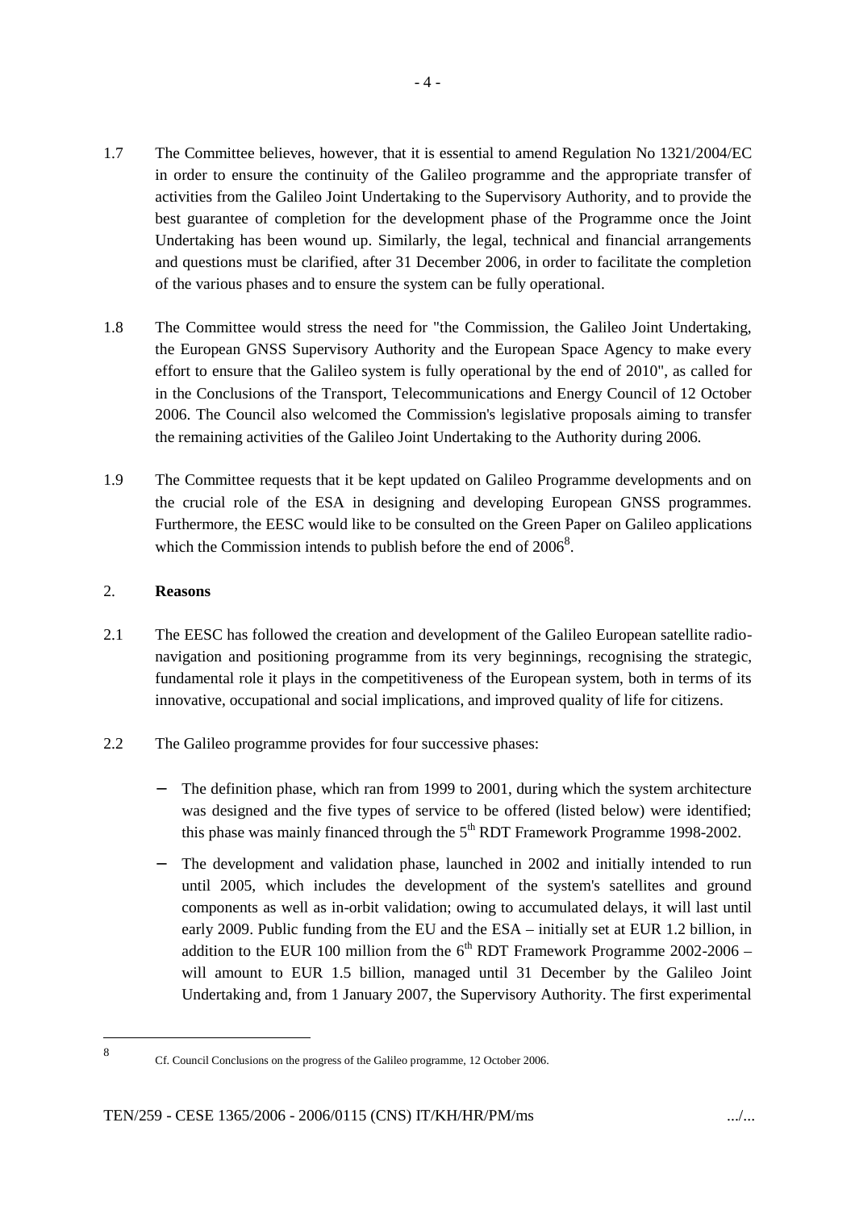1.7 The Committee believes, however, that it is essential to amend Regulation No 1321/2004/EC in order to ensure the continuity of the Galileo programme and the appropriate transfer of activities from the Galileo Joint Undertaking to the Supervisory Authority, and to provide the best guarantee of completion for the development phase of the Programme once the Joint Undertaking has been wound up. Similarly, the legal, technical and financial arrangements and questions must be clarified, after 31 December 2006, in order to facilitate the completion of the various phases and to ensure the system can be fully operational.

1.8 The Committee would stress the need for "the Commission, the Galileo Joint Undertaking, the European GNSS Supervisory Authority and the European Space Agency to make every effort to ensure that the Galileo system is fully operational by the end of 2010", as called for in the Conclusions of the Transport, Telecommunications and Energy Council of 12 October 2006. The Council also welcomed the Commission's legislative proposals aiming to transfer the remaining activities of the Galileo Joint Undertaking to the Authority during 2006.

1.9 The Committee requests that it be kept updated on Galileo Programme developments and on the crucial role of the ESA in designing and developing European GNSS programmes. Furthermore, the EESC would like to be consulted on the Green Paper on Galileo applications which the Commission intends to publish before the end of 2006[8].

## 2. Reasons

2.1 The EESC has followed the creation and development of the Galileo European satellite radio-navigation and positioning programme from its very beginnings, recognising the strategic, fundamental role it plays in the competitiveness of the European system, both in terms of its innovative, occupational and social implications, and improved quality of life for citizens.

2.2 The Galileo programme provides for four successive phases:

- The definition phase, which ran from 1999 to 2001, during which the system architecture was designed and the five types of service to be offered (listed below) were identified; this phase was mainly financed through the 5th RDT Framework Programme 1998-2002.
- The development and validation phase, launched in 2002 and initially intended to run until 2005, which includes the development of the system's satellites and ground components as well as in-orbit validation; owing to accumulated delays, it will last until early 2009. Public funding from the EU and the ESA – initially set at EUR 1.2 billion, in addition to the EUR 100 million from the 6th RDT Framework Programme 2002-2006 – will amount to EUR 1.5 billion, managed until 31 December by the Galileo Joint Undertaking and, from 1 January 2007, the Supervisory Authority. The first experimental

[8] Cf. Council Conclusions on the progress of the Galileo programme, 12 October 2006.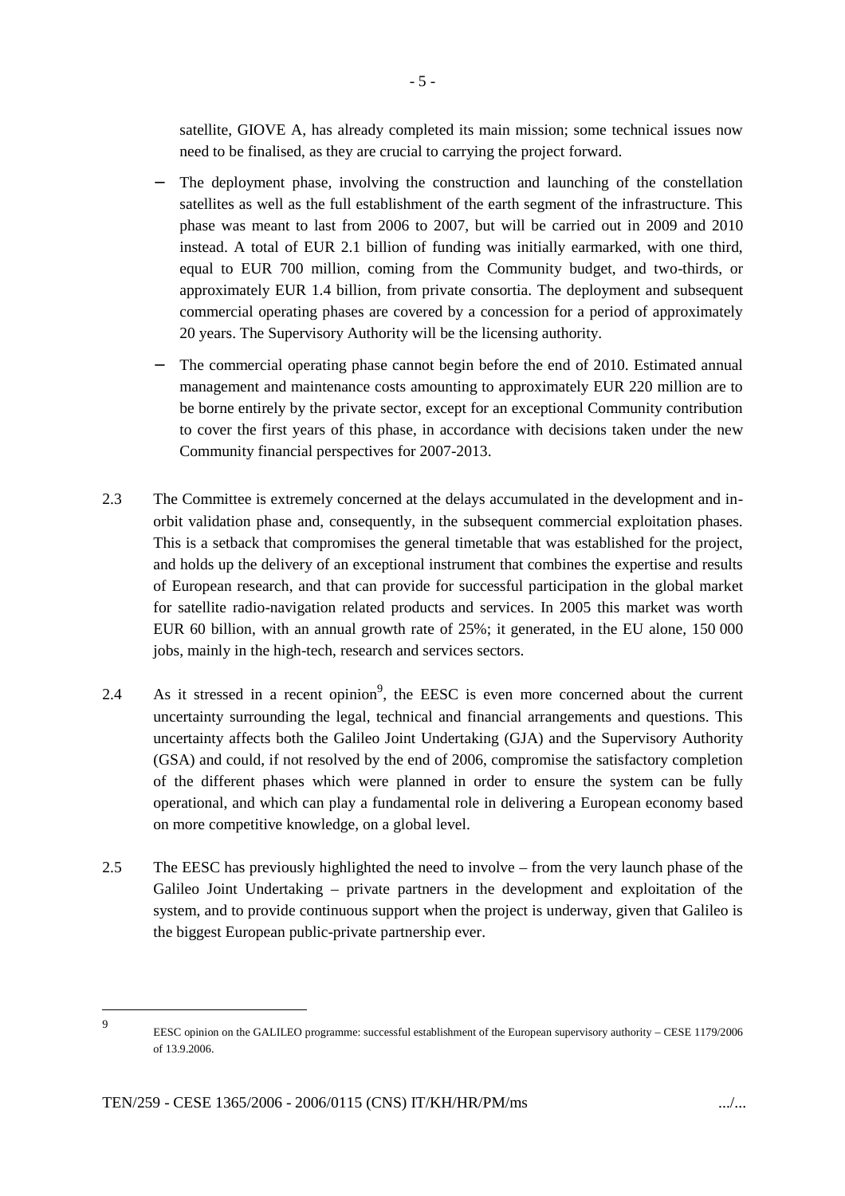satellite, GIOVE A, has already completed its main mission; some technical issues now need to be finalised, as they are crucial to carrying the project forward.

- The deployment phase, involving the construction and launching of the constellation satellites as well as the full establishment of the earth segment of the infrastructure. This phase was meant to last from 2006 to 2007, but will be carried out in 2009 and 2010 instead. A total of EUR 2.1 billion of funding was initially earmarked, with one third, equal to EUR 700 million, coming from the Community budget, and two-thirds, or approximately EUR 1.4 billion, from private consortia. The deployment and subsequent commercial operating phases are covered by a concession for a period of approximately 20 years. The Supervisory Authority will be the licensing authority.

- The commercial operating phase cannot begin before the end of 2010. Estimated annual management and maintenance costs amounting to approximately EUR 220 million are to be borne entirely by the private sector, except for an exceptional Community contribution to cover the first years of this phase, in accordance with decisions taken under the new Community financial perspectives for 2007-2013.

2.3 The Committee is extremely concerned at the delays accumulated in the development and in-orbit validation phase and, consequently, in the subsequent commercial exploitation phases. This is a setback that compromises the general timetable that was established for the project, and holds up the delivery of an exceptional instrument that combines the expertise and results of European research, and that can provide for successful participation in the global market for satellite radio-navigation related products and services. In 2005 this market was worth EUR 60 billion, with an annual growth rate of 25%; it generated, in the EU alone, 150 000 jobs, mainly in the high-tech, research and services sectors.

2.4 As it stressed in a recent opinion[9], the EESC is even more concerned about the current uncertainty surrounding the legal, technical and financial arrangements and questions. This uncertainty affects both the Galileo Joint Undertaking (GJA) and the Supervisory Authority (GSA) and could, if not resolved by the end of 2006, compromise the satisfactory completion of the different phases which were planned in order to ensure the system can be fully operational, and which can play a fundamental role in delivering a European economy based on more competitive knowledge, on a global level.

2.5 The EESC has previously highlighted the need to involve – from the very launch phase of the Galileo Joint Undertaking – private partners in the development and exploitation of the system, and to provide continuous support when the project is underway, given that Galileo is the biggest European public-private partnership ever.

---

[9] EESC opinion on the GALILEO programme: successful establishment of the European supervisory authority – CESE 1179/2006 of 13.9.2006.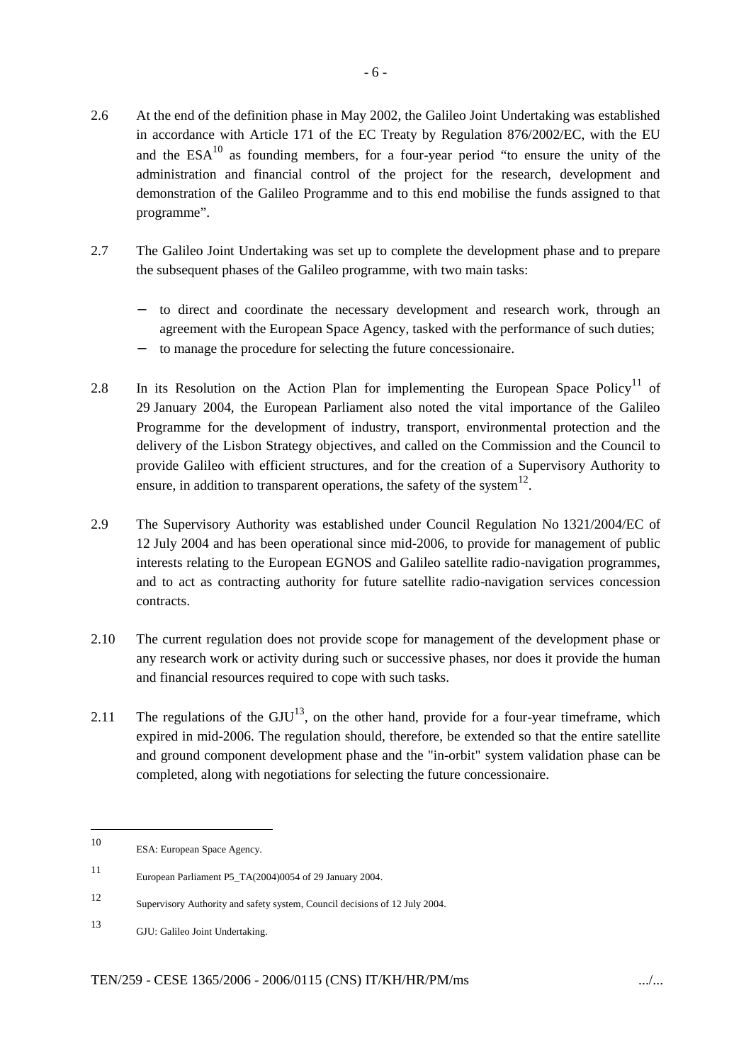2.6 At the end of the definition phase in May 2002, the Galileo Joint Undertaking was established in accordance with Article 171 of the EC Treaty by Regulation 876/2002/EC, with the EU and the ESA[10] as founding members, for a four-year period "to ensure the unity of the administration and financial control of the project for the research, development and demonstration of the Galileo Programme and to this end mobilise the funds assigned to that programme".

2.7 The Galileo Joint Undertaking was set up to complete the development phase and to prepare the subsequent phases of the Galileo programme, with two main tasks:

- to direct and coordinate the necessary development and research work, through an agreement with the European Space Agency, tasked with the performance of such duties;
- to manage the procedure for selecting the future concessionaire.

2.8 In its Resolution on the Action Plan for implementing the European Space Policy[11] of 29 January 2004, the European Parliament also noted the vital importance of the Galileo Programme for the development of industry, transport, environmental protection and the delivery of the Lisbon Strategy objectives, and called on the Commission and the Council to provide Galileo with efficient structures, and for the creation of a Supervisory Authority to ensure, in addition to transparent operations, the safety of the system[12].

2.9 The Supervisory Authority was established under Council Regulation No 1321/2004/EC of 12 July 2004 and has been operational since mid-2006, to provide for management of public interests relating to the European EGNOS and Galileo satellite radio-navigation programmes, and to act as contracting authority for future satellite radio-navigation services concession contracts.

2.10 The current regulation does not provide scope for management of the development phase or any research work or activity during such or successive phases, nor does it provide the human and financial resources required to cope with such tasks.

2.11 The regulations of the GJU[13], on the other hand, provide for a four-year timeframe, which expired in mid-2006. The regulation should, therefore, be extended so that the entire satellite and ground component development phase and the "in-orbit" system validation phase can be completed, along with negotiations for selecting the future concessionaire.

---

[10] ESA: European Space Agency.

[11] European Parliament P5_TA(2004)0054 of 29 January 2004.

[12] Supervisory Authority and safety system, Council decisions of 12 July 2004.

[13] GJU: Galileo Joint Undertaking.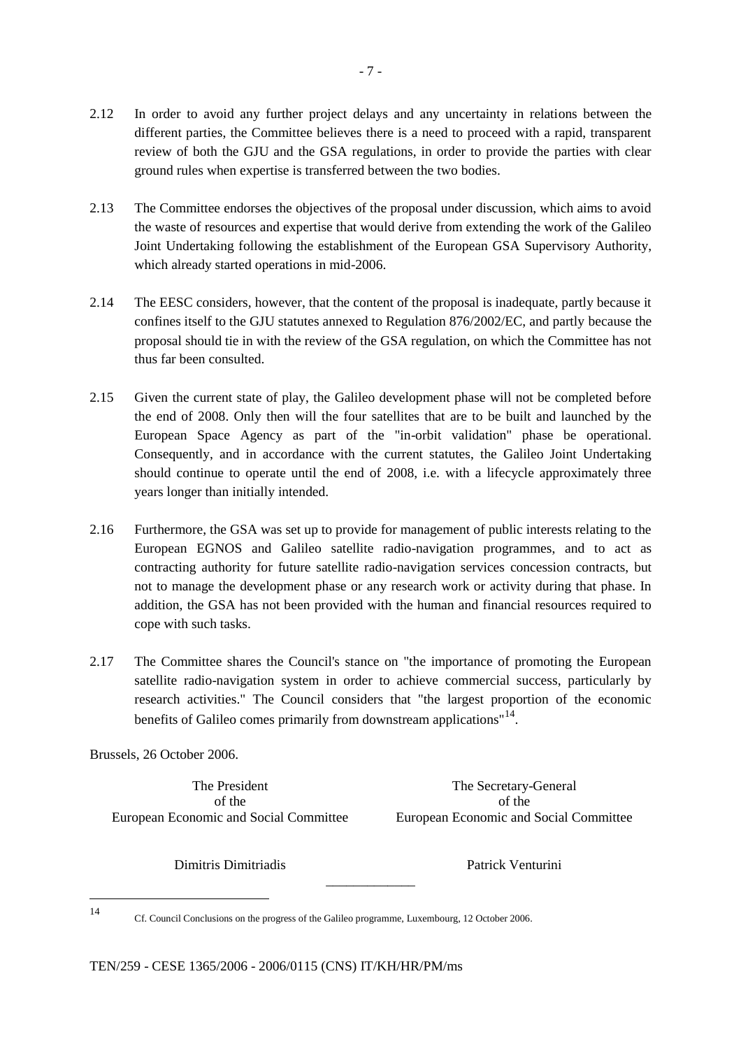2.12 In order to avoid any further project delays and any uncertainty in relations between the different parties, the Committee believes there is a need to proceed with a rapid, transparent review of both the GJU and the GSA regulations, in order to provide the parties with clear ground rules when expertise is transferred between the two bodies.

2.13 The Committee endorses the objectives of the proposal under discussion, which aims to avoid the waste of resources and expertise that would derive from extending the work of the Galileo Joint Undertaking following the establishment of the European GSA Supervisory Authority, which already started operations in mid-2006.

2.14 The EESC considers, however, that the content of the proposal is inadequate, partly because it confines itself to the GJU statutes annexed to Regulation 876/2002/EC, and partly because the proposal should tie in with the review of the GSA regulation, on which the Committee has not thus far been consulted.

2.15 Given the current state of play, the Galileo development phase will not be completed before the end of 2008. Only then will the four satellites that are to be built and launched by the European Space Agency as part of the "in-orbit validation" phase be operational. Consequently, and in accordance with the current statutes, the Galileo Joint Undertaking should continue to operate until the end of 2008, i.e. with a lifecycle approximately three years longer than initially intended.

2.16 Furthermore, the GSA was set up to provide for management of public interests relating to the European EGNOS and Galileo satellite radio-navigation programmes, and to act as contracting authority for future satellite radio-navigation services concession contracts, but not to manage the development phase or any research work or activity during that phase. In addition, the GSA has not been provided with the human and financial resources required to cope with such tasks.

2.17 The Committee shares the Council's stance on "the importance of promoting the European satellite radio-navigation system in order to achieve commercial success, particularly by research activities." The Council considers that "the largest proportion of the economic benefits of Galileo comes primarily from downstream applications"[14].

Brussels, 26 October 2006.

| The President of the European Economic and Social Committee | The Secretary-General of the European Economic and Social Committee |
|---|---|
| Dimitris Dimitriadis | Patrick Venturini |

_____________

[14] Cf. Council Conclusions on the progress of the Galileo programme, Luxembourg, 12 October 2006.

TEN/259 - CESE 1365/2006 - 2006/0115 (CNS) IT/KH/HR/PM/ms